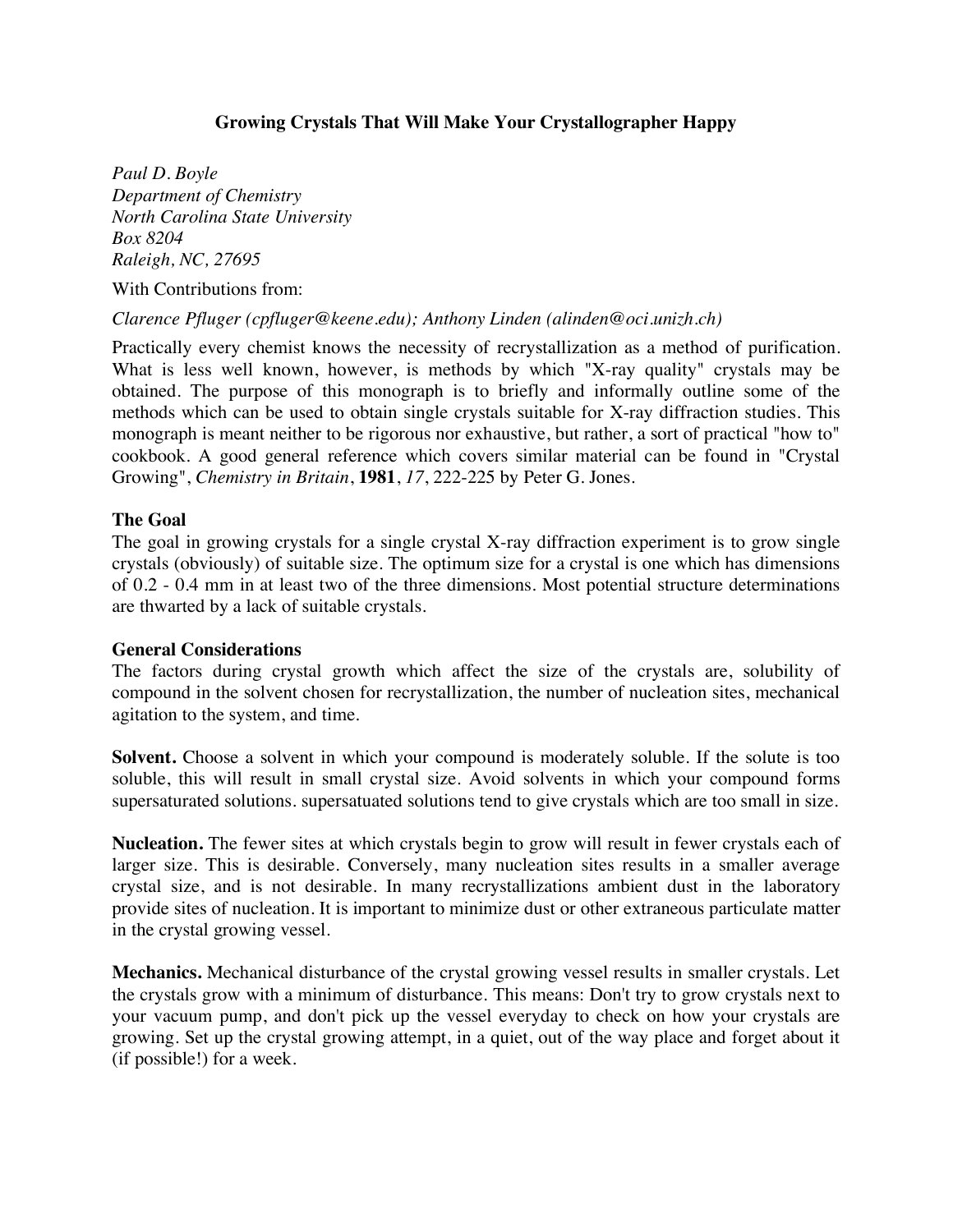# Growing Crystals That Will Make Your Crystallographer Happy

*Paul D. Boyle*
*Department of Chemistry*
*North Carolina State University*
*Box 8204*
*Raleigh, NC, 27695*

With Contributions from:

*Clarence Pfluger (cpfluger@keene.edu); Anthony Linden (alinden@oci.unizh.ch)*

Practically every chemist knows the necessity of recrystallization as a method of purification. What is less well known, however, is methods by which "X-ray quality" crystals may be obtained. The purpose of this monograph is to briefly and informally outline some of the methods which can be used to obtain single crystals suitable for X-ray diffraction studies. This monograph is meant neither to be rigorous nor exhaustive, but rather, a sort of practical "how to" cookbook. A good general reference which covers similar material can be found in "Crystal Growing", *Chemistry in Britain*, **1981**, *17*, 222-225 by Peter G. Jones.

## The Goal

The goal in growing crystals for a single crystal X-ray diffraction experiment is to grow single crystals (obviously) of suitable size. The optimum size for a crystal is one which has dimensions of 0.2 - 0.4 mm in at least two of the three dimensions. Most potential structure determinations are thwarted by a lack of suitable crystals.

## General Considerations

The factors during crystal growth which affect the size of the crystals are, solubility of compound in the solvent chosen for recrystallization, the number of nucleation sites, mechanical agitation to the system, and time.

**Solvent.** Choose a solvent in which your compound is moderately soluble. If the solute is too soluble, this will result in small crystal size. Avoid solvents in which your compound forms supersaturated solutions. supersatuated solutions tend to give crystals which are too small in size.

**Nucleation.** The fewer sites at which crystals begin to grow will result in fewer crystals each of larger size. This is desirable. Conversely, many nucleation sites results in a smaller average crystal size, and is not desirable. In many recrystallizations ambient dust in the laboratory provide sites of nucleation. It is important to minimize dust or other extraneous particulate matter in the crystal growing vessel.

**Mechanics.** Mechanical disturbance of the crystal growing vessel results in smaller crystals. Let the crystals grow with a minimum of disturbance. This means: Don't try to grow crystals next to your vacuum pump, and don't pick up the vessel everyday to check on how your crystals are growing. Set up the crystal growing attempt, in a quiet, out of the way place and forget about it (if possible!) for a week.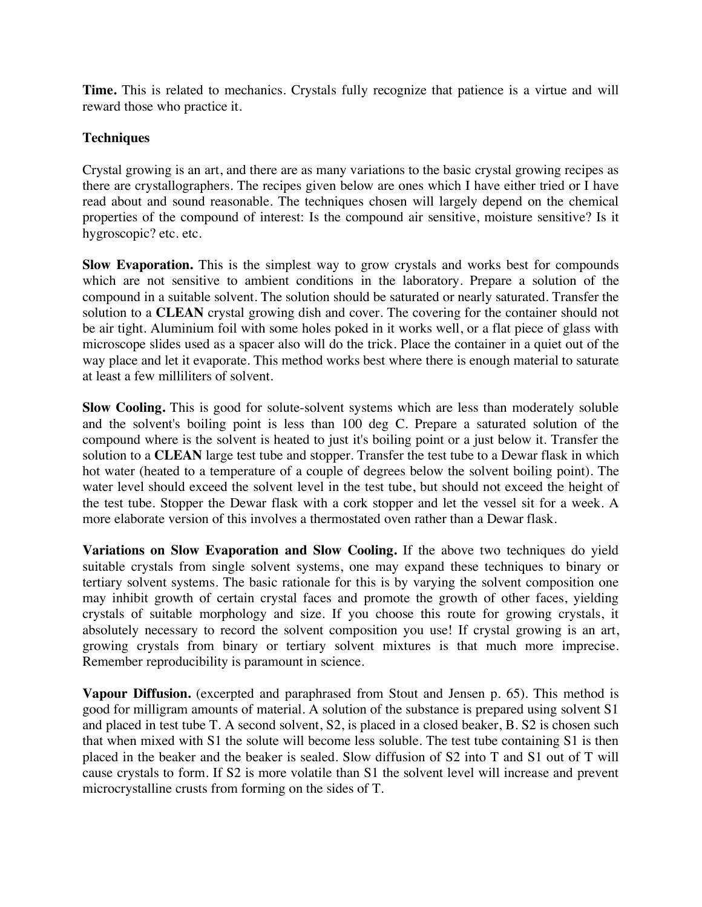**Time.** This is related to mechanics. Crystals fully recognize that patience is a virtue and will reward those who practice it.

**Techniques**

Crystal growing is an art, and there are as many variations to the basic crystal growing recipes as there are crystallographers. The recipes given below are ones which I have either tried or I have read about and sound reasonable. The techniques chosen will largely depend on the chemical properties of the compound of interest: Is the compound air sensitive, moisture sensitive? Is it hygroscopic? etc. etc.

**Slow Evaporation.** This is the simplest way to grow crystals and works best for compounds which are not sensitive to ambient conditions in the laboratory. Prepare a solution of the compound in a suitable solvent. The solution should be saturated or nearly saturated. Transfer the solution to a **CLEAN** crystal growing dish and cover. The covering for the container should not be air tight. Aluminium foil with some holes poked in it works well, or a flat piece of glass with microscope slides used as a spacer also will do the trick. Place the container in a quiet out of the way place and let it evaporate. This method works best where there is enough material to saturate at least a few milliliters of solvent.

**Slow Cooling.** This is good for solute-solvent systems which are less than moderately soluble and the solvent's boiling point is less than 100 deg C. Prepare a saturated solution of the compound where is the solvent is heated to just it's boiling point or a just below it. Transfer the solution to a **CLEAN** large test tube and stopper. Transfer the test tube to a Dewar flask in which hot water (heated to a temperature of a couple of degrees below the solvent boiling point). The water level should exceed the solvent level in the test tube, but should not exceed the height of the test tube. Stopper the Dewar flask with a cork stopper and let the vessel sit for a week. A more elaborate version of this involves a thermostated oven rather than a Dewar flask.

**Variations on Slow Evaporation and Slow Cooling.** If the above two techniques do yield suitable crystals from single solvent systems, one may expand these techniques to binary or tertiary solvent systems. The basic rationale for this is by varying the solvent composition one may inhibit growth of certain crystal faces and promote the growth of other faces, yielding crystals of suitable morphology and size. If you choose this route for growing crystals, it absolutely necessary to record the solvent composition you use! If crystal growing is an art, growing crystals from binary or tertiary solvent mixtures is that much more imprecise. Remember reproducibility is paramount in science.

**Vapour Diffusion.** (excerpted and paraphrased from Stout and Jensen p. 65). This method is good for milligram amounts of material. A solution of the substance is prepared using solvent S1 and placed in test tube T. A second solvent, S2, is placed in a closed beaker, B. S2 is chosen such that when mixed with S1 the solute will become less soluble. The test tube containing S1 is then placed in the beaker and the beaker is sealed. Slow diffusion of S2 into T and S1 out of T will cause crystals to form. If S2 is more volatile than S1 the solvent level will increase and prevent microcrystalline crusts from forming on the sides of T.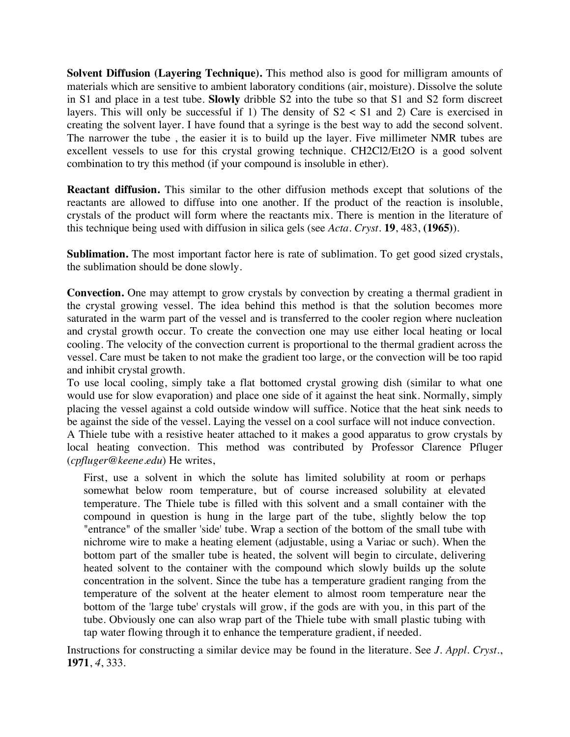**Solvent Diffusion (Layering Technique).** This method also is good for milligram amounts of materials which are sensitive to ambient laboratory conditions (air, moisture). Dissolve the solute in S1 and place in a test tube. **Slowly** dribble S2 into the tube so that S1 and S2 form discreet layers. This will only be successful if 1) The density of S2 < S1 and 2) Care is exercised in creating the solvent layer. I have found that a syringe is the best way to add the second solvent. The narrower the tube , the easier it is to build up the layer. Five millimeter NMR tubes are excellent vessels to use for this crystal growing technique. $CH_2Cl_2/Et_2O$ is a good solvent combination to try this method (if your compound is insoluble in ether).

**Reactant diffusion.** This similar to the other diffusion methods except that solutions of the reactants are allowed to diffuse into one another. If the product of the reaction is insoluble, crystals of the product will form where the reactants mix. There is mention in the literature of this technique being used with diffusion in silica gels (see *Acta. Cryst*. **19**, 483, **(1965)**).

**Sublimation.** The most important factor here is rate of sublimation. To get good sized crystals, the sublimation should be done slowly.

**Convection.** One may attempt to grow crystals by convection by creating a thermal gradient in the crystal growing vessel. The idea behind this method is that the solution becomes more saturated in the warm part of the vessel and is transferred to the cooler region where nucleation and crystal growth occur. To create the convection one may use either local heating or local cooling. The velocity of the convection current is proportional to the thermal gradient across the vessel. Care must be taken to not make the gradient too large, or the convection will be too rapid and inhibit crystal growth.

To use local cooling, simply take a flat bottomed crystal growing dish (similar to what one would use for slow evaporation) and place one side of it against the heat sink. Normally, simply placing the vessel against a cold outside window will suffice. Notice that the heat sink needs to be against the side of the vessel. Laying the vessel on a cool surface will not induce convection.

A Thiele tube with a resistive heater attached to it makes a good apparatus to grow crystals by local heating convection. This method was contributed by Professor Clarence Pfluger (*cpfluger@keene.edu*) He writes,

> First, use a solvent in which the solute has limited solubility at room or perhaps somewhat below room temperature, but of course increased solubility at elevated temperature. The Thiele tube is filled with this solvent and a small container with the compound in question is hung in the large part of the tube, slightly below the top "entrance" of the smaller 'side' tube. Wrap a section of the bottom of the small tube with nichrome wire to make a heating element (adjustable, using a Variac or such). When the bottom part of the smaller tube is heated, the solvent will begin to circulate, delivering heated solvent to the container with the compound which slowly builds up the solute concentration in the solvent. Since the tube has a temperature gradient ranging from the temperature of the solvent at the heater element to almost room temperature near the bottom of the 'large tube' crystals will grow, if the gods are with you, in this part of the tube. Obviously one can also wrap part of the Thiele tube with small plastic tubing with tap water flowing through it to enhance the temperature gradient, if needed.

Instructions for constructing a similar device may be found in the literature. See *J. Appl. Cryst.*, **1971**, *4*, 333.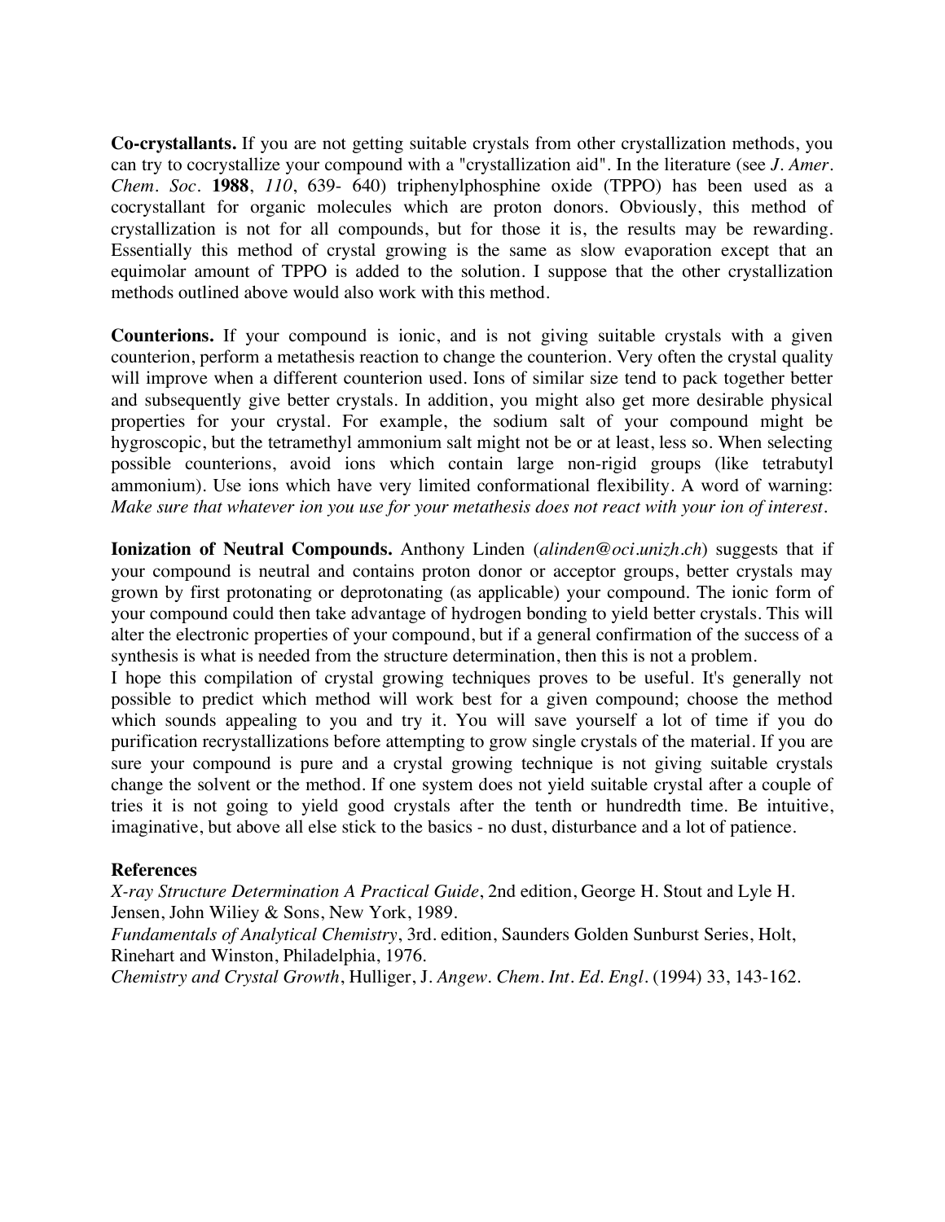**Co-crystallants.** If you are not getting suitable crystals from other crystallization methods, you can try to cocrystallize your compound with a "crystallization aid". In the literature (see *J. Amer. Chem. Soc.* **1988**, *110*, 639- 640) triphenylphosphine oxide (TPPO) has been used as a cocrystallant for organic molecules which are proton donors. Obviously, this method of crystallization is not for all compounds, but for those it is, the results may be rewarding. Essentially this method of crystal growing is the same as slow evaporation except that an equimolar amount of TPPO is added to the solution. I suppose that the other crystallization methods outlined above would also work with this method.

**Counterions.** If your compound is ionic, and is not giving suitable crystals with a given counterion, perform a metathesis reaction to change the counterion. Very often the crystal quality will improve when a different counterion used. Ions of similar size tend to pack together better and subsequently give better crystals. In addition, you might also get more desirable physical properties for your crystal. For example, the sodium salt of your compound might be hygroscopic, but the tetramethyl ammonium salt might not be or at least, less so. When selecting possible counterions, avoid ions which contain large non-rigid groups (like tetrabutyl ammonium). Use ions which have very limited conformational flexibility. A word of warning: *Make sure that whatever ion you use for your metathesis does not react with your ion of interest.*

**Ionization of Neutral Compounds.** Anthony Linden (*alinden@oci.unizh.ch*) suggests that if your compound is neutral and contains proton donor or acceptor groups, better crystals may grown by first protonating or deprotonating (as applicable) your compound. The ionic form of your compound could then take advantage of hydrogen bonding to yield better crystals. This will alter the electronic properties of your compound, but if a general confirmation of the success of a synthesis is what is needed from the structure determination, then this is not a problem.

I hope this compilation of crystal growing techniques proves to be useful. It's generally not possible to predict which method will work best for a given compound; choose the method which sounds appealing to you and try it. You will save yourself a lot of time if you do purification recrystallizations before attempting to grow single crystals of the material. If you are sure your compound is pure and a crystal growing technique is not giving suitable crystals change the solvent or the method. If one system does not yield suitable crystal after a couple of tries it is not going to yield good crystals after the tenth or hundredth time. Be intuitive, imaginative, but above all else stick to the basics - no dust, disturbance and a lot of patience.

**References**

*X-ray Structure Determination A Practical Guide*, 2nd edition, George H. Stout and Lyle H. Jensen, John Wiliey & Sons, New York, 1989.

*Fundamentals of Analytical Chemistry*, 3rd. edition, Saunders Golden Sunburst Series, Holt, Rinehart and Winston, Philadelphia, 1976.

*Chemistry and Crystal Growth*, Hulliger, J. *Angew. Chem. Int. Ed. Engl.* (1994) 33, 143-162.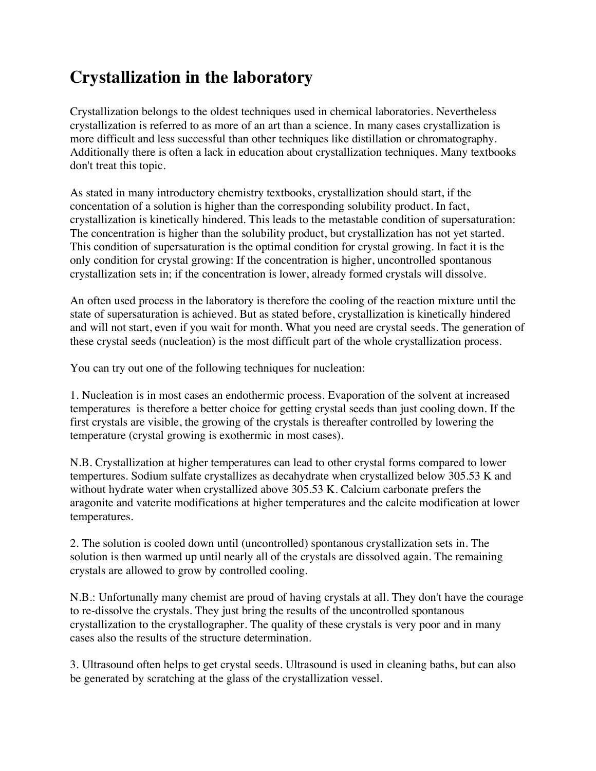# Crystallization in the laboratory

Crystallization belongs to the oldest techniques used in chemical laboratories. Nevertheless crystallization is referred to as more of an art than a science. In many cases crystallization is more difficult and less successful than other techniques like distillation or chromatography. Additionally there is often a lack in education about crystallization techniques. Many textbooks don't treat this topic.

As stated in many introductory chemistry textbooks, crystallization should start, if the concentation of a solution is higher than the corresponding solubility product. In fact, crystallization is kinetically hindered. This leads to the metastable condition of supersaturation: The concentration is higher than the solubility product, but crystallization has not yet started. This condition of supersaturation is the optimal condition for crystal growing. In fact it is the only condition for crystal growing: If the concentration is higher, uncontrolled spontanous crystallization sets in; if the concentration is lower, already formed crystals will dissolve.

An often used process in the laboratory is therefore the cooling of the reaction mixture until the state of supersaturation is achieved. But as stated before, crystallization is kinetically hindered and will not start, even if you wait for month. What you need are crystal seeds. The generation of these crystal seeds (nucleation) is the most difficult part of the whole crystallization process.

You can try out one of the following techniques for nucleation:

1. Nucleation is in most cases an endothermic process. Evaporation of the solvent at increased temperatures is therefore a better choice for getting crystal seeds than just cooling down. If the first crystals are visible, the growing of the crystals is thereafter controlled by lowering the temperature (crystal growing is exothermic in most cases).

N.B. Crystallization at higher temperatures can lead to other crystal forms compared to lower tempertures. Sodium sulfate crystallizes as decahydrate when crystallized below 305.53 K and without hydrate water when crystallized above 305.53 K. Calcium carbonate prefers the aragonite and vaterite modifications at higher temperatures and the calcite modification at lower temperatures.

2. The solution is cooled down until (uncontrolled) spontanous crystallization sets in. The solution is then warmed up until nearly all of the crystals are dissolved again. The remaining crystals are allowed to grow by controlled cooling.

N.B.: Unfortunally many chemist are proud of having crystals at all. They don't have the courage to re-dissolve the crystals. They just bring the results of the uncontrolled spontanous crystallization to the crystallographer. The quality of these crystals is very poor and in many cases also the results of the structure determination.

3. Ultrasound often helps to get crystal seeds. Ultrasound is used in cleaning baths, but can also be generated by scratching at the glass of the crystallization vessel.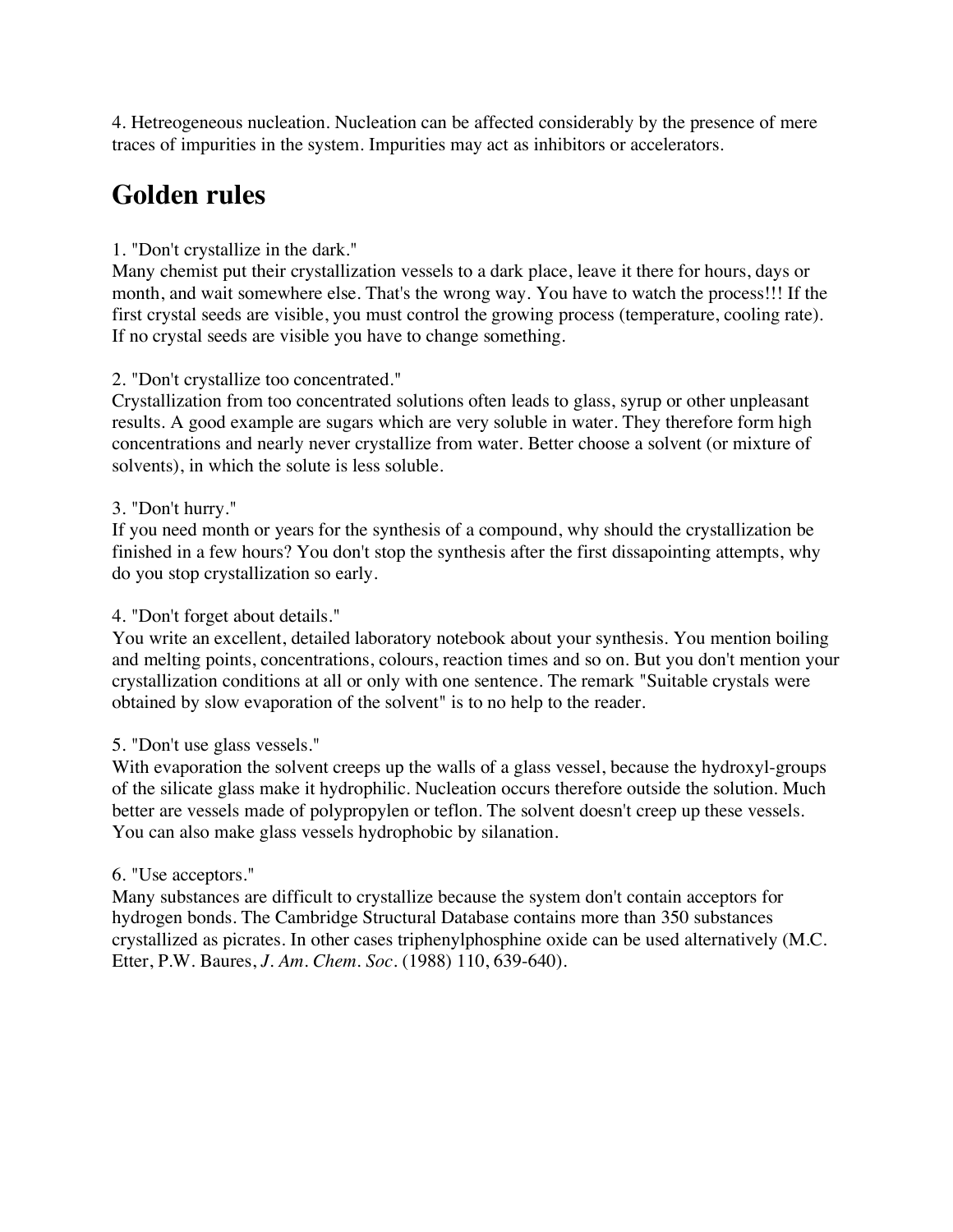4. Hetreogeneous nucleation. Nucleation can be affected considerably by the presence of mere traces of impurities in the system. Impurities may act as inhibitors or accelerators.

## Golden rules

1. "Don't crystallize in the dark."
Many chemist put their crystallization vessels to a dark place, leave it there for hours, days or month, and wait somewhere else. That's the wrong way. You have to watch the process!!! If the first crystal seeds are visible, you must control the growing process (temperature, cooling rate). If no crystal seeds are visible you have to change something.

2. "Don't crystallize too concentrated."
Crystallization from too concentrated solutions often leads to glass, syrup or other unpleasant results. A good example are sugars which are very soluble in water. They therefore form high concentrations and nearly never crystallize from water. Better choose a solvent (or mixture of solvents), in which the solute is less soluble.

3. "Don't hurry."
If you need month or years for the synthesis of a compound, why should the crystallization be finished in a few hours? You don't stop the synthesis after the first dissapointing attempts, why do you stop crystallization so early.

4. "Don't forget about details."
You write an excellent, detailed laboratory notebook about your synthesis. You mention boiling and melting points, concentrations, colours, reaction times and so on. But you don't mention your crystallization conditions at all or only with one sentence. The remark "Suitable crystals were obtained by slow evaporation of the solvent" is to no help to the reader.

5. "Don't use glass vessels."
With evaporation the solvent creeps up the walls of a glass vessel, because the hydroxyl-groups of the silicate glass make it hydrophilic. Nucleation occurs therefore outside the solution. Much better are vessels made of polypropylen or teflon. The solvent doesn't creep up these vessels. You can also make glass vessels hydrophobic by silanation.

6. "Use acceptors."
Many substances are difficult to crystallize because the system don't contain acceptors for hydrogen bonds. The Cambridge Structural Database contains more than 350 substances crystallized as picrates. In other cases triphenylphosphine oxide can be used alternatively (M.C. Etter, P.W. Baures, *J. Am. Chem. Soc.* (1988) 110, 639-640).